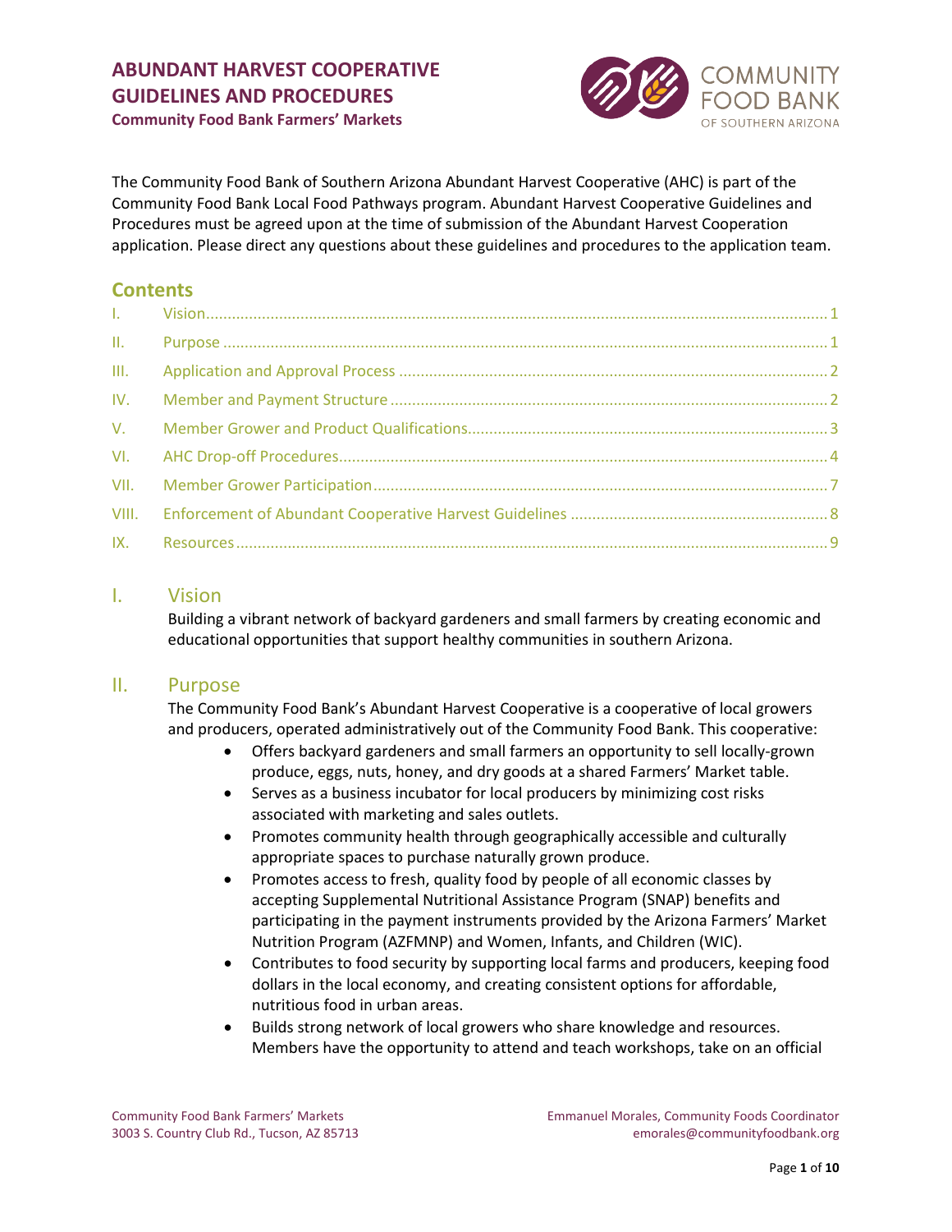# ABUNDANT HARVEST COOPERATIVE GUIDELINES AND PROCEDURES

**Community Food Bank Farmers' Markets**

The Community Food Bank of Southern Arizona Abundant Harvest Cooperative (AHC) is part of the Community Food Bank Local Food Pathways program. Abundant Harvest Cooperative Guidelines and Procedures must be agreed upon at the time of submission of the Abundant Harvest Cooperation application. Please direct any questions about these guidelines and procedures to the application team.

## Contents

| | | |
|---|---|---|
| I. | Vision | 1 |
| II. | Purpose | 1 |
| III. | Application and Approval Process | 2 |
| IV. | Member and Payment Structure | 2 |
| V. | Member Grower and Product Qualifications | 3 |
| VI. | AHC Drop-off Procedures | 4 |
| VII. | Member Grower Participation | 7 |
| VIII. | Enforcement of Abundant Cooperative Harvest Guidelines | 8 |
| IX. | Resources | 9 |

## I. Vision

Building a vibrant network of backyard gardeners and small farmers by creating economic and educational opportunities that support healthy communities in southern Arizona.

## II. Purpose

The Community Food Bank's Abundant Harvest Cooperative is a cooperative of local growers and producers, operated administratively out of the Community Food Bank. This cooperative:

- Offers backyard gardeners and small farmers an opportunity to sell locally-grown produce, eggs, nuts, honey, and dry goods at a shared Farmers' Market table.
- Serves as a business incubator for local producers by minimizing cost risks associated with marketing and sales outlets.
- Promotes community health through geographically accessible and culturally appropriate spaces to purchase naturally grown produce.
- Promotes access to fresh, quality food by people of all economic classes by accepting Supplemental Nutritional Assistance Program (SNAP) benefits and participating in the payment instruments provided by the Arizona Farmers' Market Nutrition Program (AZFMNP) and Women, Infants, and Children (WIC).
- Contributes to food security by supporting local farms and producers, keeping food dollars in the local economy, and creating consistent options for affordable, nutritious food in urban areas.
- Builds strong network of local growers who share knowledge and resources. Members have the opportunity to attend and teach workshops, take on an official

Community Food Bank Farmers' Markets
3003 S. Country Club Rd., Tucson, AZ 85713

Emmanuel Morales, Community Foods Coordinator
emorales@communityfoodbank.org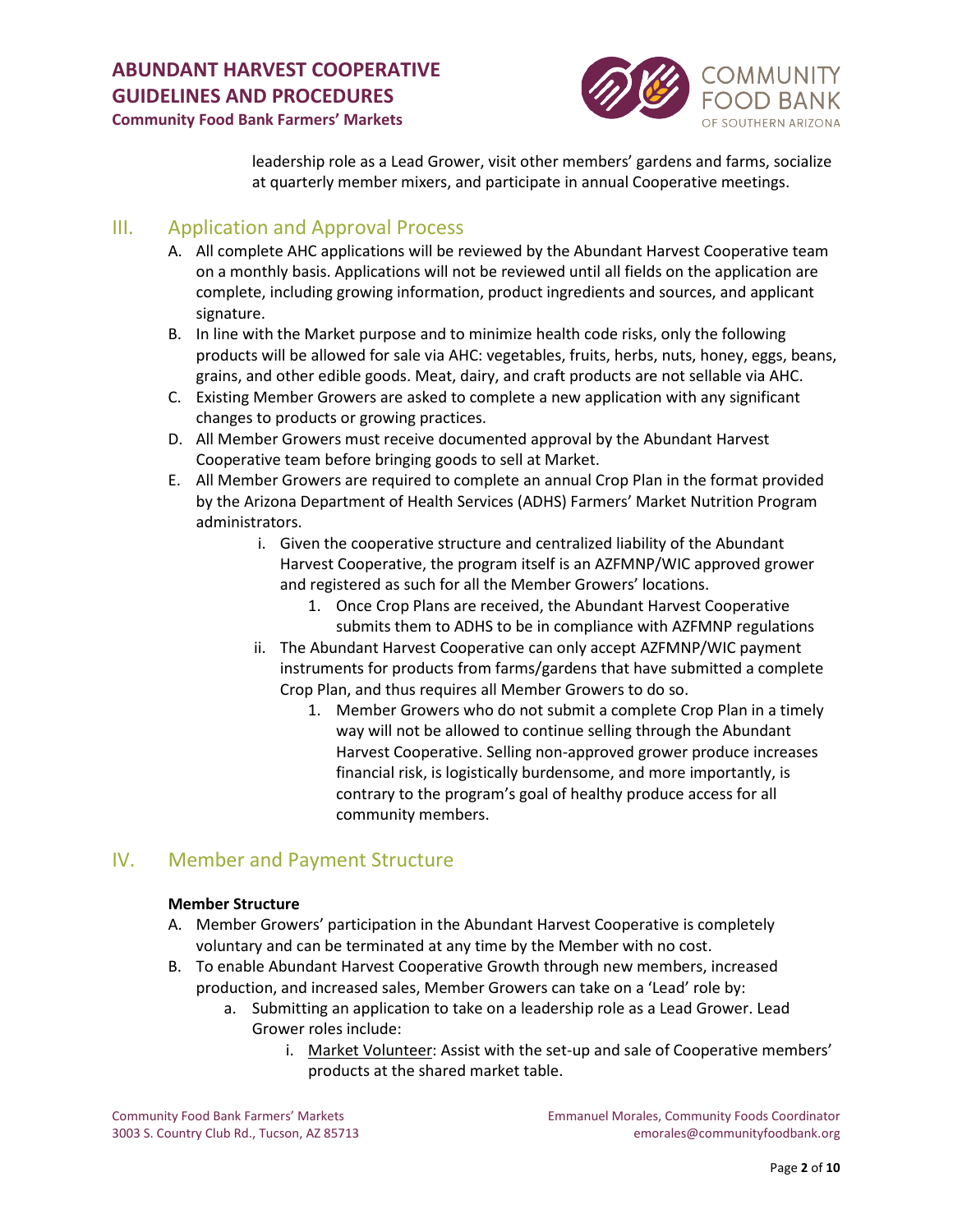leadership role as a Lead Grower, visit other members' gardens and farms, socialize at quarterly member mixers, and participate in annual Cooperative meetings.

## III. Application and Approval Process

A. All complete AHC applications will be reviewed by the Abundant Harvest Cooperative team on a monthly basis. Applications will not be reviewed until all fields on the application are complete, including growing information, product ingredients and sources, and applicant signature.

B. In line with the Market purpose and to minimize health code risks, only the following products will be allowed for sale via AHC: vegetables, fruits, herbs, nuts, honey, eggs, beans, grains, and other edible goods. Meat, dairy, and craft products are not sellable via AHC.

C. Existing Member Growers are asked to complete a new application with any significant changes to products or growing practices.

D. All Member Growers must receive documented approval by the Abundant Harvest Cooperative team before bringing goods to sell at Market.

E. All Member Growers are required to complete an annual Crop Plan in the format provided by the Arizona Department of Health Services (ADHS) Farmers' Market Nutrition Program administrators.

   i. Given the cooperative structure and centralized liability of the Abundant Harvest Cooperative, the program itself is an AZFMNP/WIC approved grower and registered as such for all the Member Growers' locations.

      1. Once Crop Plans are received, the Abundant Harvest Cooperative submits them to ADHS to be in compliance with AZFMNP regulations

   ii. The Abundant Harvest Cooperative can only accept AZFMNP/WIC payment instruments for products from farms/gardens that have submitted a complete Crop Plan, and thus requires all Member Growers to do so.

      1. Member Growers who do not submit a complete Crop Plan in a timely way will not be allowed to continue selling through the Abundant Harvest Cooperative. Selling non-approved grower produce increases financial risk, is logistically burdensome, and more importantly, is contrary to the program's goal of healthy produce access for all community members.

## IV. Member and Payment Structure

**Member Structure**

A. Member Growers' participation in the Abundant Harvest Cooperative is completely voluntary and can be terminated at any time by the Member with no cost.

B. To enable Abundant Harvest Cooperative Growth through new members, increased production, and increased sales, Member Growers can take on a 'Lead' role by:

   a. Submitting an application to take on a leadership role as a Lead Grower. Lead Grower roles include:

      i. <u>Market Volunteer</u>: Assist with the set-up and sale of Cooperative members' products at the shared market table.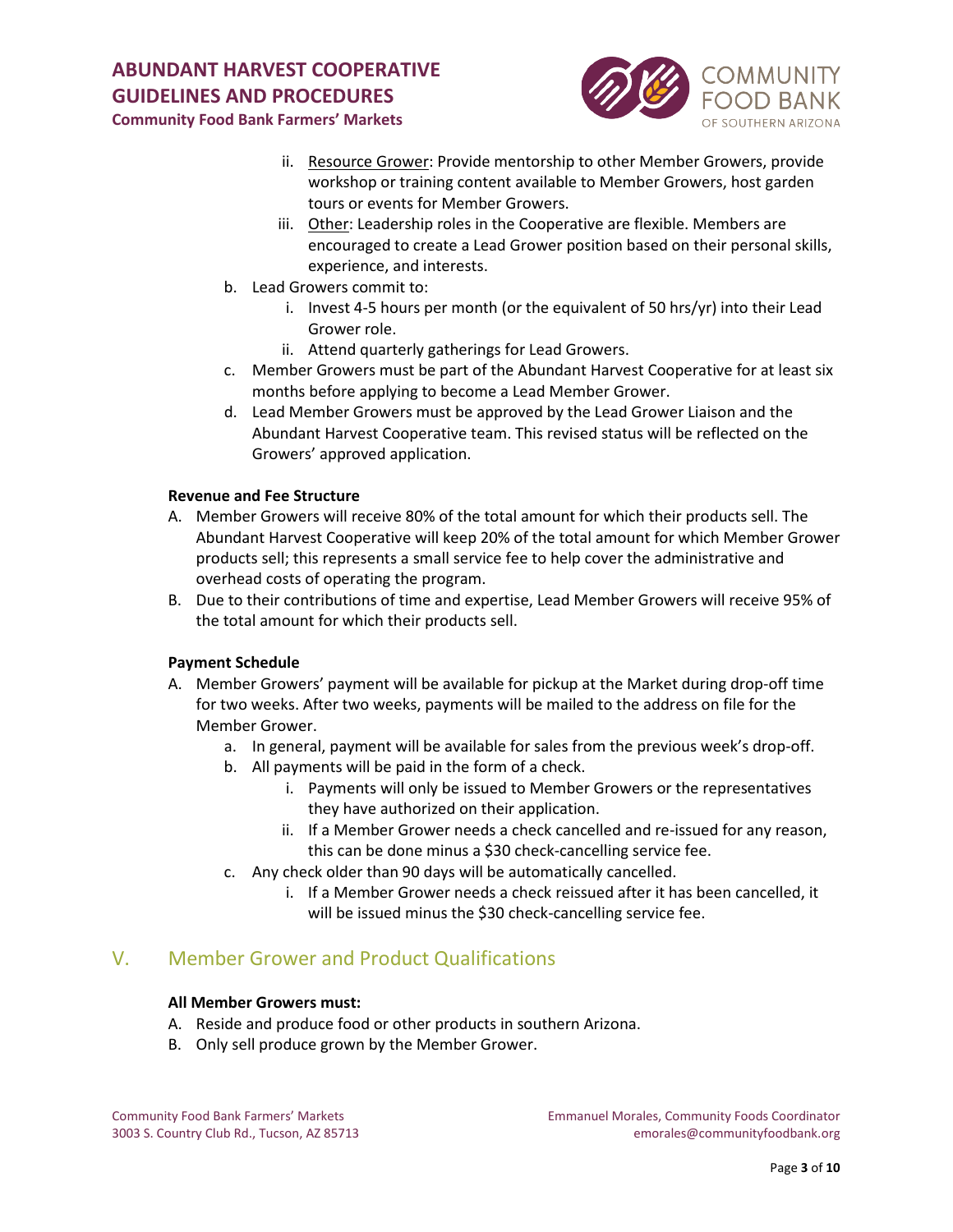ii. <u>Resource Grower</u>: Provide mentorship to other Member Growers, provide workshop or training content available to Member Growers, host garden tours or events for Member Growers.

iii. <u>Other</u>: Leadership roles in the Cooperative are flexible. Members are encouraged to create a Lead Grower position based on their personal skills, experience, and interests.

b. Lead Growers commit to:
   i. Invest 4-5 hours per month (or the equivalent of 50 hrs/yr) into their Lead Grower role.
   ii. Attend quarterly gatherings for Lead Growers.

c. Member Growers must be part of the Abundant Harvest Cooperative for at least six months before applying to become a Lead Member Grower.

d. Lead Member Growers must be approved by the Lead Grower Liaison and the Abundant Harvest Cooperative team. This revised status will be reflected on the Growers' approved application.

**Revenue and Fee Structure**

A. Member Growers will receive 80% of the total amount for which their products sell. The Abundant Harvest Cooperative will keep 20% of the total amount for which Member Grower products sell; this represents a small service fee to help cover the administrative and overhead costs of operating the program.

B. Due to their contributions of time and expertise, Lead Member Growers will receive 95% of the total amount for which their products sell.

**Payment Schedule**

A. Member Growers' payment will be available for pickup at the Market during drop-off time for two weeks. After two weeks, payments will be mailed to the address on file for the Member Grower.
   a. In general, payment will be available for sales from the previous week's drop-off.
   b. All payments will be paid in the form of a check.
      i. Payments will only be issued to Member Growers or the representatives they have authorized on their application.
      ii. If a Member Grower needs a check cancelled and re-issued for any reason, this can be done minus a $30 check-cancelling service fee.
   c. Any check older than 90 days will be automatically cancelled.
      i. If a Member Grower needs a check reissued after it has been cancelled, it will be issued minus the $30 check-cancelling service fee.

## V. Member Grower and Product Qualifications

**All Member Growers must:**

A. Reside and produce food or other products in southern Arizona.
B. Only sell produce grown by the Member Grower.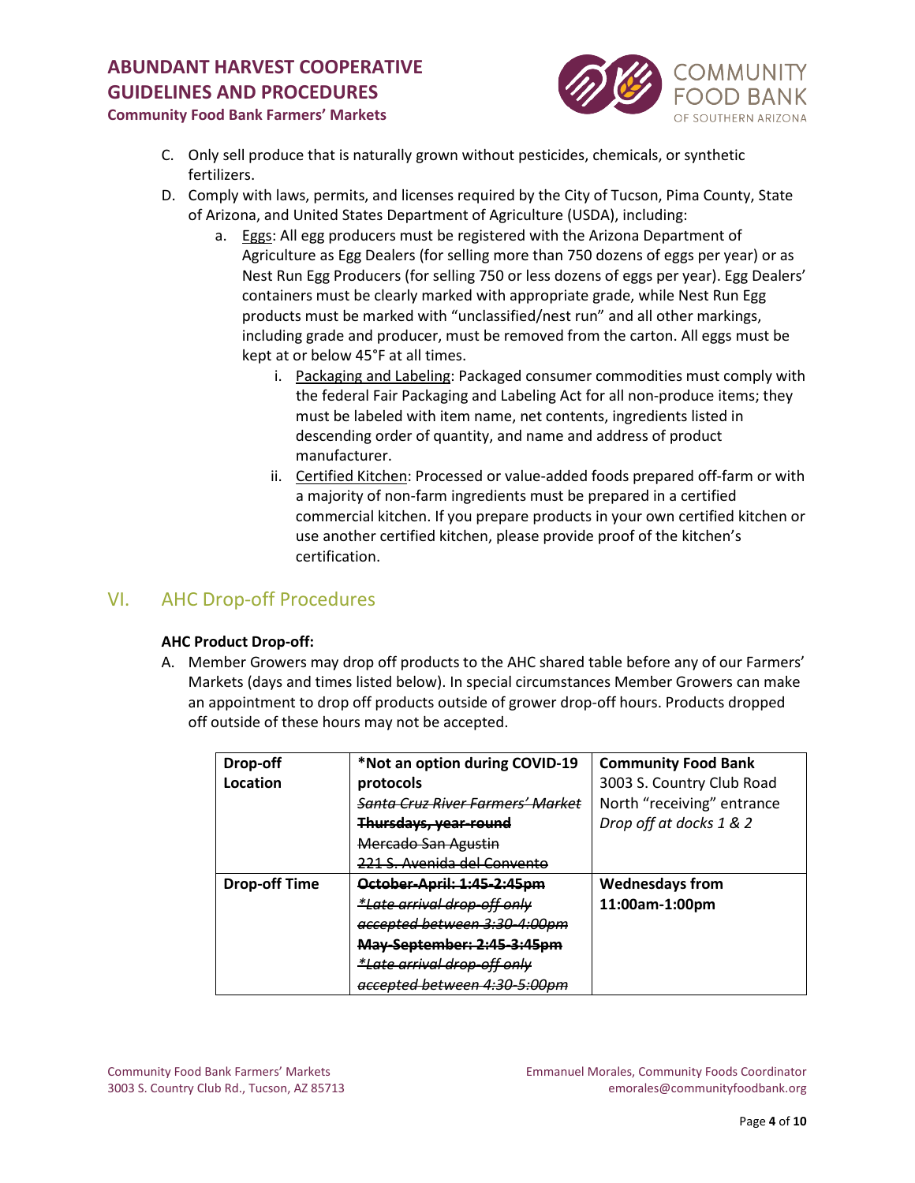C. Only sell produce that is naturally grown without pesticides, chemicals, or synthetic fertilizers.

D. Comply with laws, permits, and licenses required by the City of Tucson, Pima County, State of Arizona, and United States Department of Agriculture (USDA), including:

   a. Eggs: All egg producers must be registered with the Arizona Department of Agriculture as Egg Dealers (for selling more than 750 dozens of eggs per year) or as Nest Run Egg Producers (for selling 750 or less dozens of eggs per year). Egg Dealers' containers must be clearly marked with appropriate grade, while Nest Run Egg products must be marked with "unclassified/nest run" and all other markings, including grade and producer, must be removed from the carton. All eggs must be kept at or below 45°F at all times.

      i. Packaging and Labeling: Packaged consumer commodities must comply with the federal Fair Packaging and Labeling Act for all non-produce items; they must be labeled with item name, net contents, ingredients listed in descending order of quantity, and name and address of product manufacturer.

      ii. Certified Kitchen: Processed or value-added foods prepared off-farm or with a majority of non-farm ingredients must be prepared in a certified commercial kitchen. If you prepare products in your own certified kitchen or use another certified kitchen, please provide proof of the kitchen's certification.

## VI. AHC Drop-off Procedures

**AHC Product Drop-off:**

A. Member Growers may drop off products to the AHC shared table before any of our Farmers' Markets (days and times listed below). In special circumstances Member Growers can make an appointment to drop off products outside of grower drop-off hours. Products dropped off outside of these hours may not be accepted.

| **Drop-off Location** | **\*Not an option during COVID-19 protocols**<br>~~*Santa Cruz River Farmers' Market*~~<br>~~**Thursdays, year-round**~~<br>~~Mercado San Agustin~~<br>~~221 S. Avenida del Convento~~ | **Community Food Bank**<br>3003 S. Country Club Road<br>North "receiving" entrance<br>*Drop off at docks 1 & 2* |
|---|---|---|
| **Drop-off Time** | ~~**October-April: 1:45-2:45pm**~~<br>~~*\*Late arrival drop-off only accepted between 3:30-4:00pm*~~<br>~~**May-September: 2:45-3:45pm**~~<br>~~*\*Late arrival drop-off only accepted between 4:30-5:00pm*~~ | **Wednesdays from 11:00am-1:00pm** |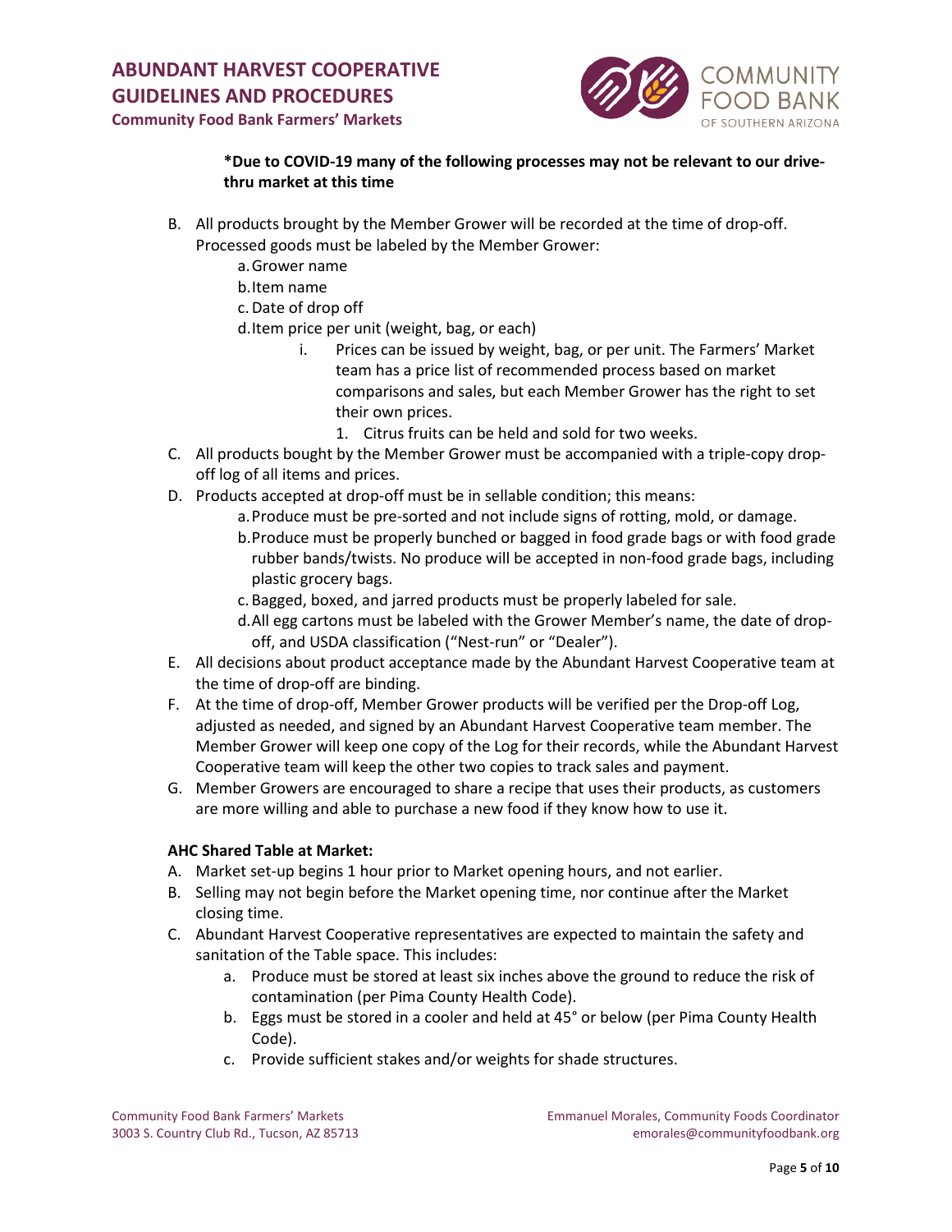**\*Due to COVID-19 many of the following processes may not be relevant to our drive-thru market at this time**

B. All products brought by the Member Grower will be recorded at the time of drop-off. Processed goods must be labeled by the Member Grower:
   a. Grower name
   b. Item name
   c. Date of drop off
   d. Item price per unit (weight, bag, or each)
      i. Prices can be issued by weight, bag, or per unit. The Farmers' Market team has a price list of recommended process based on market comparisons and sales, but each Member Grower has the right to set their own prices.
         1. Citrus fruits can be held and sold for two weeks.
C. All products bought by the Member Grower must be accompanied with a triple-copy drop-off log of all items and prices.
D. Products accepted at drop-off must be in sellable condition; this means:
   a. Produce must be pre-sorted and not include signs of rotting, mold, or damage.
   b. Produce must be properly bunched or bagged in food grade bags or with food grade rubber bands/twists. No produce will be accepted in non-food grade bags, including plastic grocery bags.
   c. Bagged, boxed, and jarred products must be properly labeled for sale.
   d. All egg cartons must be labeled with the Grower Member's name, the date of drop-off, and USDA classification ("Nest-run" or "Dealer").
E. All decisions about product acceptance made by the Abundant Harvest Cooperative team at the time of drop-off are binding.
F. At the time of drop-off, Member Grower products will be verified per the Drop-off Log, adjusted as needed, and signed by an Abundant Harvest Cooperative team member. The Member Grower will keep one copy of the Log for their records, while the Abundant Harvest Cooperative team will keep the other two copies to track sales and payment.
G. Member Growers are encouraged to share a recipe that uses their products, as customers are more willing and able to purchase a new food if they know how to use it.

**AHC Shared Table at Market:**

A. Market set-up begins 1 hour prior to Market opening hours, and not earlier.
B. Selling may not begin before the Market opening time, nor continue after the Market closing time.
C. Abundant Harvest Cooperative representatives are expected to maintain the safety and sanitation of the Table space. This includes:
   a. Produce must be stored at least six inches above the ground to reduce the risk of contamination (per Pima County Health Code).
   b. Eggs must be stored in a cooler and held at 45° or below (per Pima County Health Code).
   c. Provide sufficient stakes and/or weights for shade structures.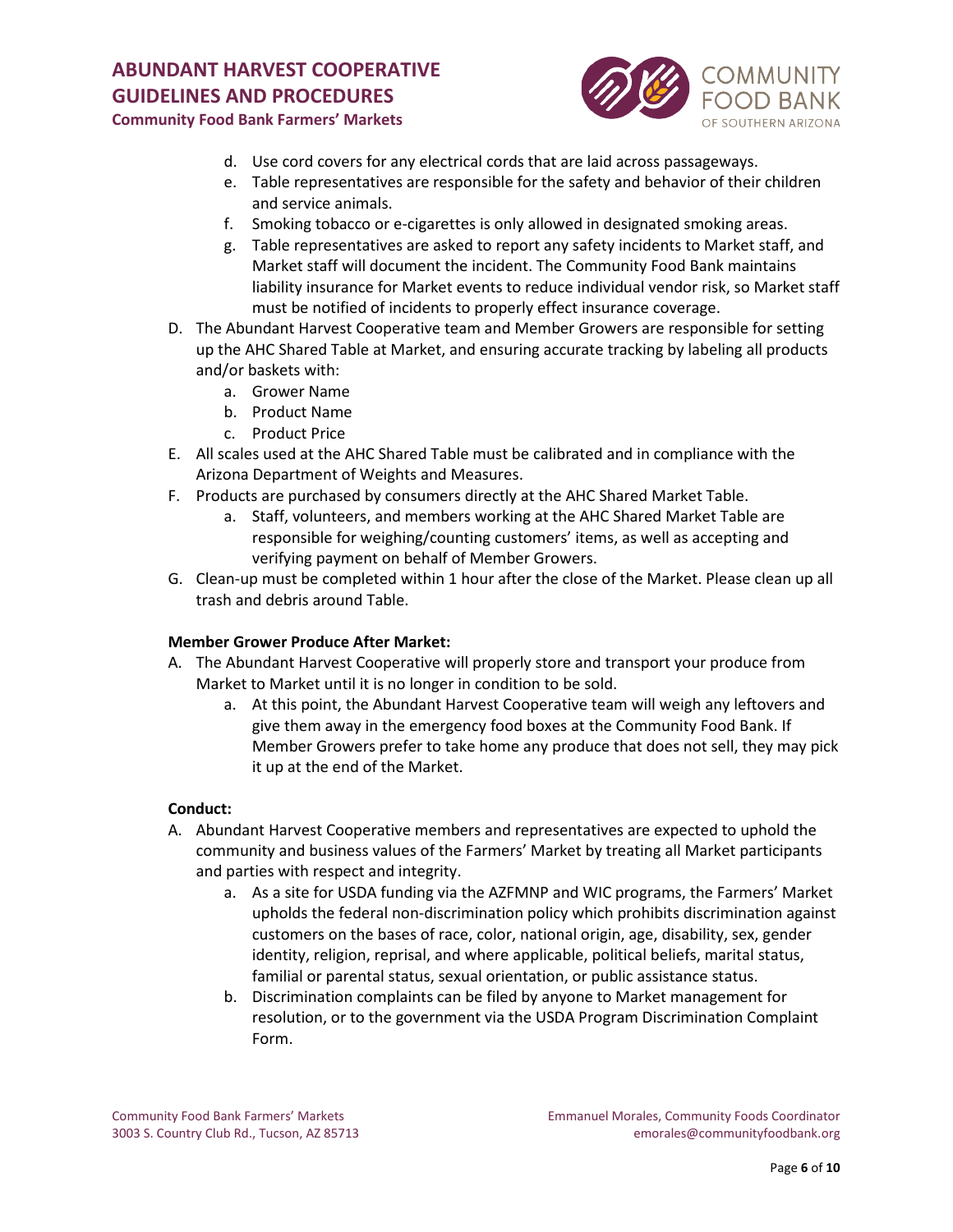d. Use cord covers for any electrical cords that are laid across passageways.
e. Table representatives are responsible for the safety and behavior of their children and service animals.
f. Smoking tobacco or e-cigarettes is only allowed in designated smoking areas.
g. Table representatives are asked to report any safety incidents to Market staff, and Market staff will document the incident. The Community Food Bank maintains liability insurance for Market events to reduce individual vendor risk, so Market staff must be notified of incidents to properly effect insurance coverage.

D. The Abundant Harvest Cooperative team and Member Growers are responsible for setting up the AHC Shared Table at Market, and ensuring accurate tracking by labeling all products and/or baskets with:
   a. Grower Name
   b. Product Name
   c. Product Price

E. All scales used at the AHC Shared Table must be calibrated and in compliance with the Arizona Department of Weights and Measures.

F. Products are purchased by consumers directly at the AHC Shared Market Table.
   a. Staff, volunteers, and members working at the AHC Shared Market Table are responsible for weighing/counting customers' items, as well as accepting and verifying payment on behalf of Member Growers.

G. Clean-up must be completed within 1 hour after the close of the Market. Please clean up all trash and debris around Table.

**Member Grower Produce After Market:**

A. The Abundant Harvest Cooperative will properly store and transport your produce from Market to Market until it is no longer in condition to be sold.
   a. At this point, the Abundant Harvest Cooperative team will weigh any leftovers and give them away in the emergency food boxes at the Community Food Bank. If Member Growers prefer to take home any produce that does not sell, they may pick it up at the end of the Market.

**Conduct:**

A. Abundant Harvest Cooperative members and representatives are expected to uphold the community and business values of the Farmers' Market by treating all Market participants and parties with respect and integrity.
   a. As a site for USDA funding via the AZFMNP and WIC programs, the Farmers' Market upholds the federal non-discrimination policy which prohibits discrimination against customers on the bases of race, color, national origin, age, disability, sex, gender identity, religion, reprisal, and where applicable, political beliefs, marital status, familial or parental status, sexual orientation, or public assistance status.
   b. Discrimination complaints can be filed by anyone to Market management for resolution, or to the government via the USDA Program Discrimination Complaint Form.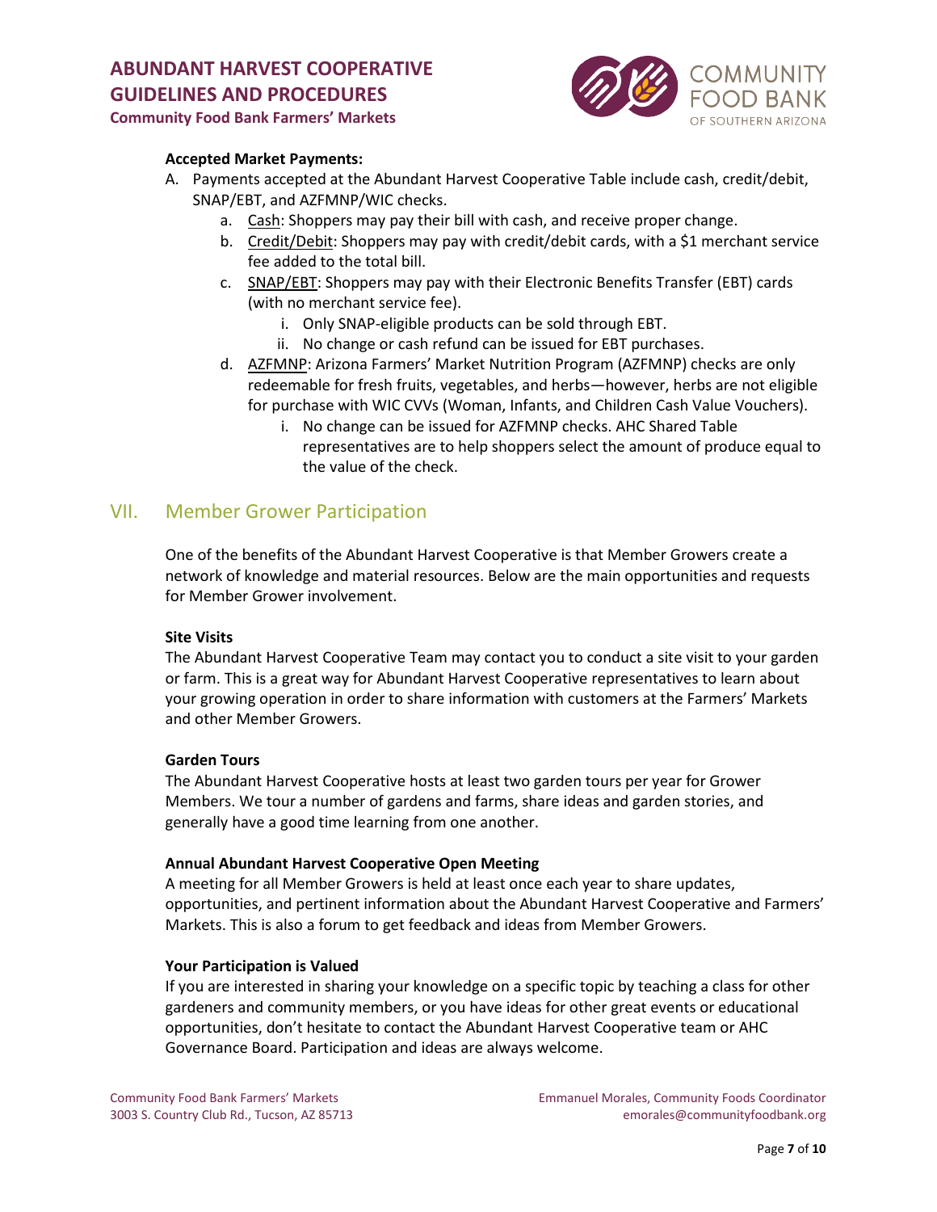**Accepted Market Payments:**

A. Payments accepted at the Abundant Harvest Cooperative Table include cash, credit/debit, SNAP/EBT, and AZFMNP/WIC checks.
   a. Cash: Shoppers may pay their bill with cash, and receive proper change.
   b. Credit/Debit: Shoppers may pay with credit/debit cards, with a $1 merchant service fee added to the total bill.
   c. SNAP/EBT: Shoppers may pay with their Electronic Benefits Transfer (EBT) cards (with no merchant service fee).
      i. Only SNAP-eligible products can be sold through EBT.
      ii. No change or cash refund can be issued for EBT purchases.
   d. AZFMNP: Arizona Farmers' Market Nutrition Program (AZFMNP) checks are only redeemable for fresh fruits, vegetables, and herbs—however, herbs are not eligible for purchase with WIC CVVs (Woman, Infants, and Children Cash Value Vouchers).
      i. No change can be issued for AZFMNP checks. AHC Shared Table representatives are to help shoppers select the amount of produce equal to the value of the check.

## VII. Member Grower Participation

One of the benefits of the Abundant Harvest Cooperative is that Member Growers create a network of knowledge and material resources. Below are the main opportunities and requests for Member Grower involvement.

**Site Visits**

The Abundant Harvest Cooperative Team may contact you to conduct a site visit to your garden or farm. This is a great way for Abundant Harvest Cooperative representatives to learn about your growing operation in order to share information with customers at the Farmers' Markets and other Member Growers.

**Garden Tours**

The Abundant Harvest Cooperative hosts at least two garden tours per year for Grower Members. We tour a number of gardens and farms, share ideas and garden stories, and generally have a good time learning from one another.

**Annual Abundant Harvest Cooperative Open Meeting**

A meeting for all Member Growers is held at least once each year to share updates, opportunities, and pertinent information about the Abundant Harvest Cooperative and Farmers' Markets. This is also a forum to get feedback and ideas from Member Growers.

**Your Participation is Valued**

If you are interested in sharing your knowledge on a specific topic by teaching a class for other gardeners and community members, or you have ideas for other great events or educational opportunities, don't hesitate to contact the Abundant Harvest Cooperative team or AHC Governance Board. Participation and ideas are always welcome.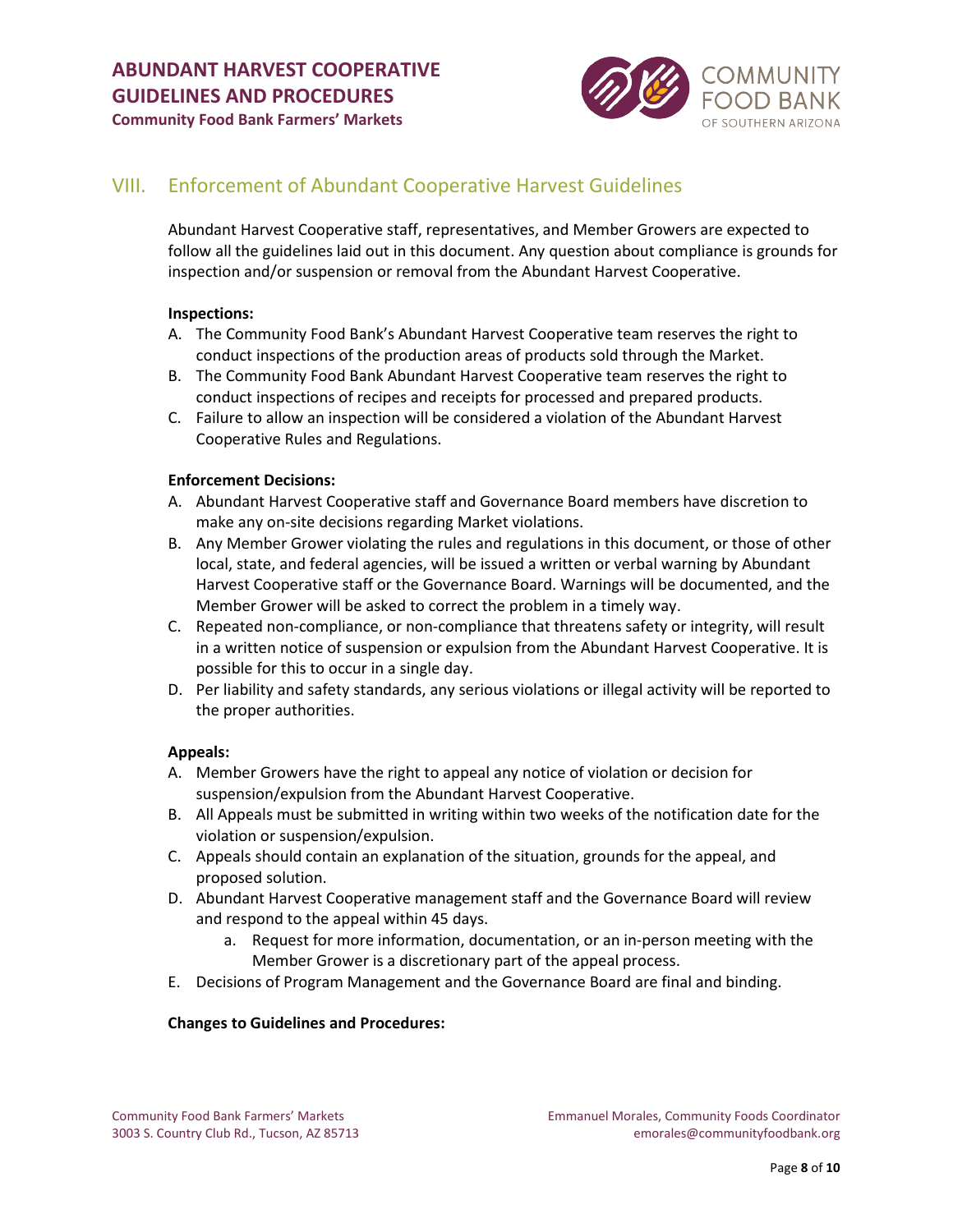## VIII. Enforcement of Abundant Cooperative Harvest Guidelines

Abundant Harvest Cooperative staff, representatives, and Member Growers are expected to follow all the guidelines laid out in this document. Any question about compliance is grounds for inspection and/or suspension or removal from the Abundant Harvest Cooperative.

**Inspections:**

A. The Community Food Bank's Abundant Harvest Cooperative team reserves the right to conduct inspections of the production areas of products sold through the Market.
B. The Community Food Bank Abundant Harvest Cooperative team reserves the right to conduct inspections of recipes and receipts for processed and prepared products.
C. Failure to allow an inspection will be considered a violation of the Abundant Harvest Cooperative Rules and Regulations.

**Enforcement Decisions:**

A. Abundant Harvest Cooperative staff and Governance Board members have discretion to make any on-site decisions regarding Market violations.
B. Any Member Grower violating the rules and regulations in this document, or those of other local, state, and federal agencies, will be issued a written or verbal warning by Abundant Harvest Cooperative staff or the Governance Board. Warnings will be documented, and the Member Grower will be asked to correct the problem in a timely way.
C. Repeated non-compliance, or non-compliance that threatens safety or integrity, will result in a written notice of suspension or expulsion from the Abundant Harvest Cooperative. It is possible for this to occur in a single day.
D. Per liability and safety standards, any serious violations or illegal activity will be reported to the proper authorities.

**Appeals:**

A. Member Growers have the right to appeal any notice of violation or decision for suspension/expulsion from the Abundant Harvest Cooperative.
B. All Appeals must be submitted in writing within two weeks of the notification date for the violation or suspension/expulsion.
C. Appeals should contain an explanation of the situation, grounds for the appeal, and proposed solution.
D. Abundant Harvest Cooperative management staff and the Governance Board will review and respond to the appeal within 45 days.
   a. Request for more information, documentation, or an in-person meeting with the Member Grower is a discretionary part of the appeal process.
E. Decisions of Program Management and the Governance Board are final and binding.

**Changes to Guidelines and Procedures:**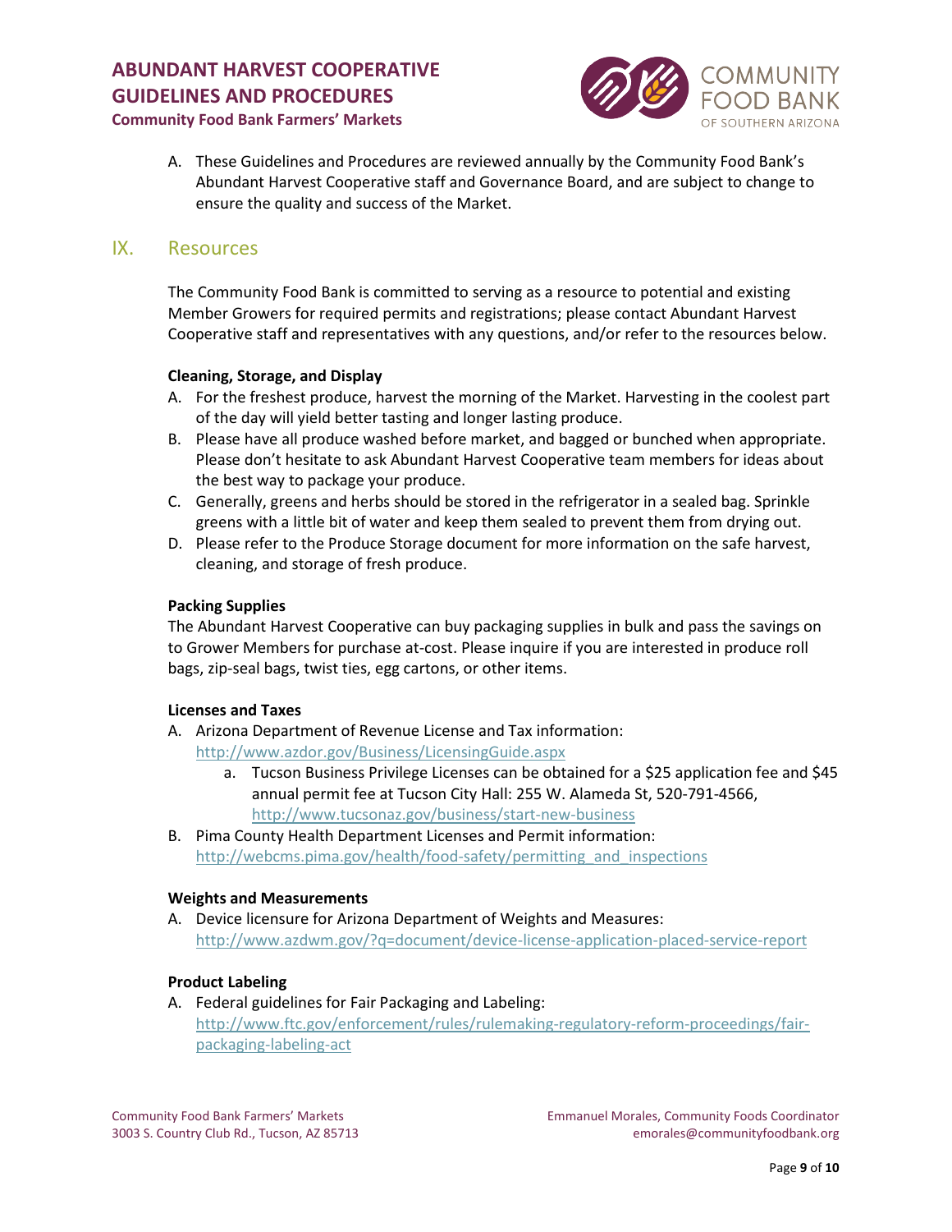A. These Guidelines and Procedures are reviewed annually by the Community Food Bank's Abundant Harvest Cooperative staff and Governance Board, and are subject to change to ensure the quality and success of the Market.

## IX. Resources

The Community Food Bank is committed to serving as a resource to potential and existing Member Growers for required permits and registrations; please contact Abundant Harvest Cooperative staff and representatives with any questions, and/or refer to the resources below.

**Cleaning, Storage, and Display**

A. For the freshest produce, harvest the morning of the Market. Harvesting in the coolest part of the day will yield better tasting and longer lasting produce.
B. Please have all produce washed before market, and bagged or bunched when appropriate. Please don't hesitate to ask Abundant Harvest Cooperative team members for ideas about the best way to package your produce.
C. Generally, greens and herbs should be stored in the refrigerator in a sealed bag. Sprinkle greens with a little bit of water and keep them sealed to prevent them from drying out.
D. Please refer to the Produce Storage document for more information on the safe harvest, cleaning, and storage of fresh produce.

**Packing Supplies**

The Abundant Harvest Cooperative can buy packaging supplies in bulk and pass the savings on to Grower Members for purchase at-cost. Please inquire if you are interested in produce roll bags, zip-seal bags, twist ties, egg cartons, or other items.

**Licenses and Taxes**

A. Arizona Department of Revenue License and Tax information: http://www.azdor.gov/Business/LicensingGuide.aspx
    a. Tucson Business Privilege Licenses can be obtained for a $25 application fee and $45 annual permit fee at Tucson City Hall: 255 W. Alameda St, 520-791-4566, http://www.tucsonaz.gov/business/start-new-business
B. Pima County Health Department Licenses and Permit information: http://webcms.pima.gov/health/food-safety/permitting_and_inspections

**Weights and Measurements**

A. Device licensure for Arizona Department of Weights and Measures: http://www.azdwm.gov/?q=document/device-license-application-placed-service-report

**Product Labeling**

A. Federal guidelines for Fair Packaging and Labeling: http://www.ftc.gov/enforcement/rules/rulemaking-regulatory-reform-proceedings/fair-packaging-labeling-act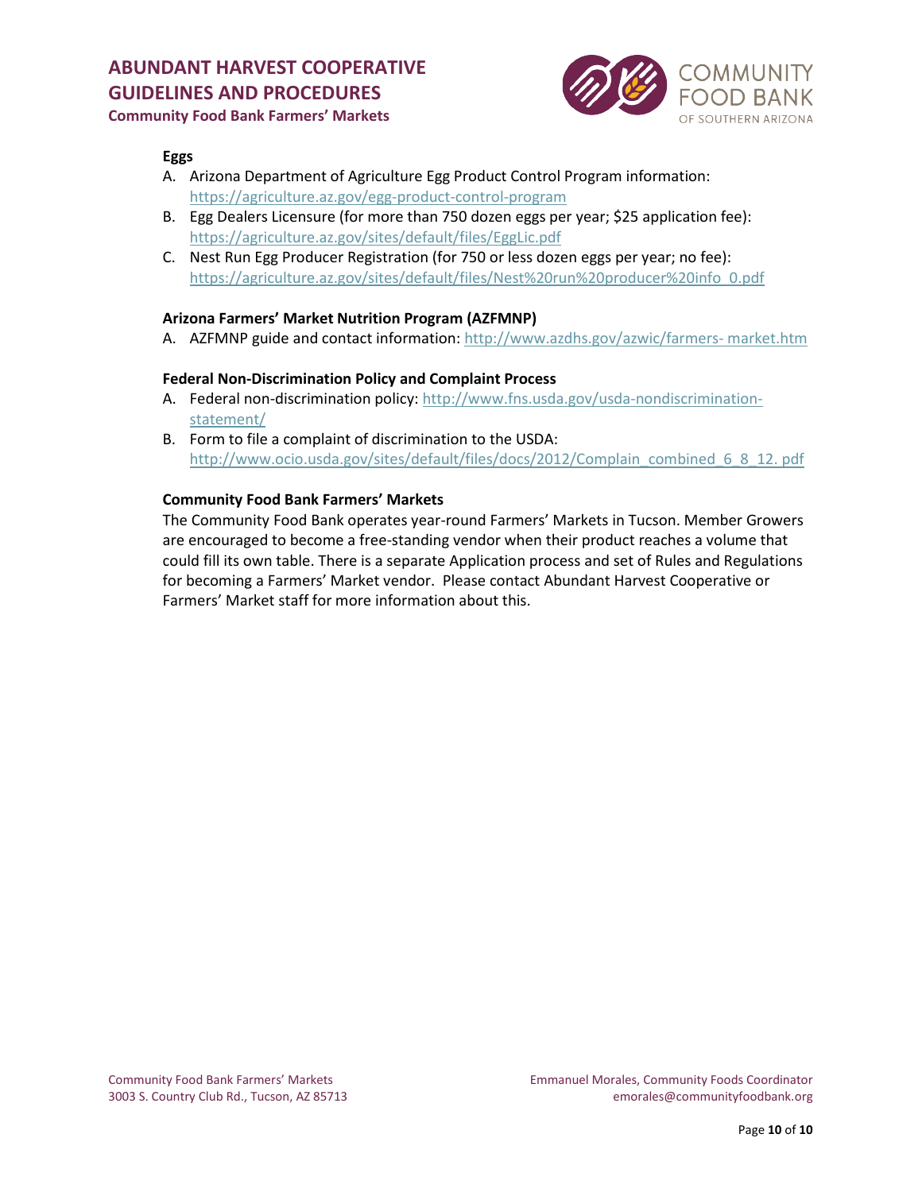#### Eggs

A. Arizona Department of Agriculture Egg Product Control Program information: https://agriculture.az.gov/egg-product-control-program
B. Egg Dealers Licensure (for more than 750 dozen eggs per year; $25 application fee): https://agriculture.az.gov/sites/default/files/EggLic.pdf
C. Nest Run Egg Producer Registration (for 750 or less dozen eggs per year; no fee): https://agriculture.az.gov/sites/default/files/Nest%20run%20producer%20info_0.pdf

#### Arizona Farmers' Market Nutrition Program (AZFMNP)

A. AZFMNP guide and contact information: http://www.azdhs.gov/azwic/farmers- market.htm

#### Federal Non-Discrimination Policy and Complaint Process

A. Federal non-discrimination policy: http://www.fns.usda.gov/usda-nondiscrimination-statement/
B. Form to file a complaint of discrimination to the USDA: http://www.ocio.usda.gov/sites/default/files/docs/2012/Complain_combined_6_8_12. pdf

#### Community Food Bank Farmers' Markets

The Community Food Bank operates year-round Farmers' Markets in Tucson. Member Growers are encouraged to become a free-standing vendor when their product reaches a volume that could fill its own table. There is a separate Application process and set of Rules and Regulations for becoming a Farmers' Market vendor. Please contact Abundant Harvest Cooperative or Farmers' Market staff for more information about this.